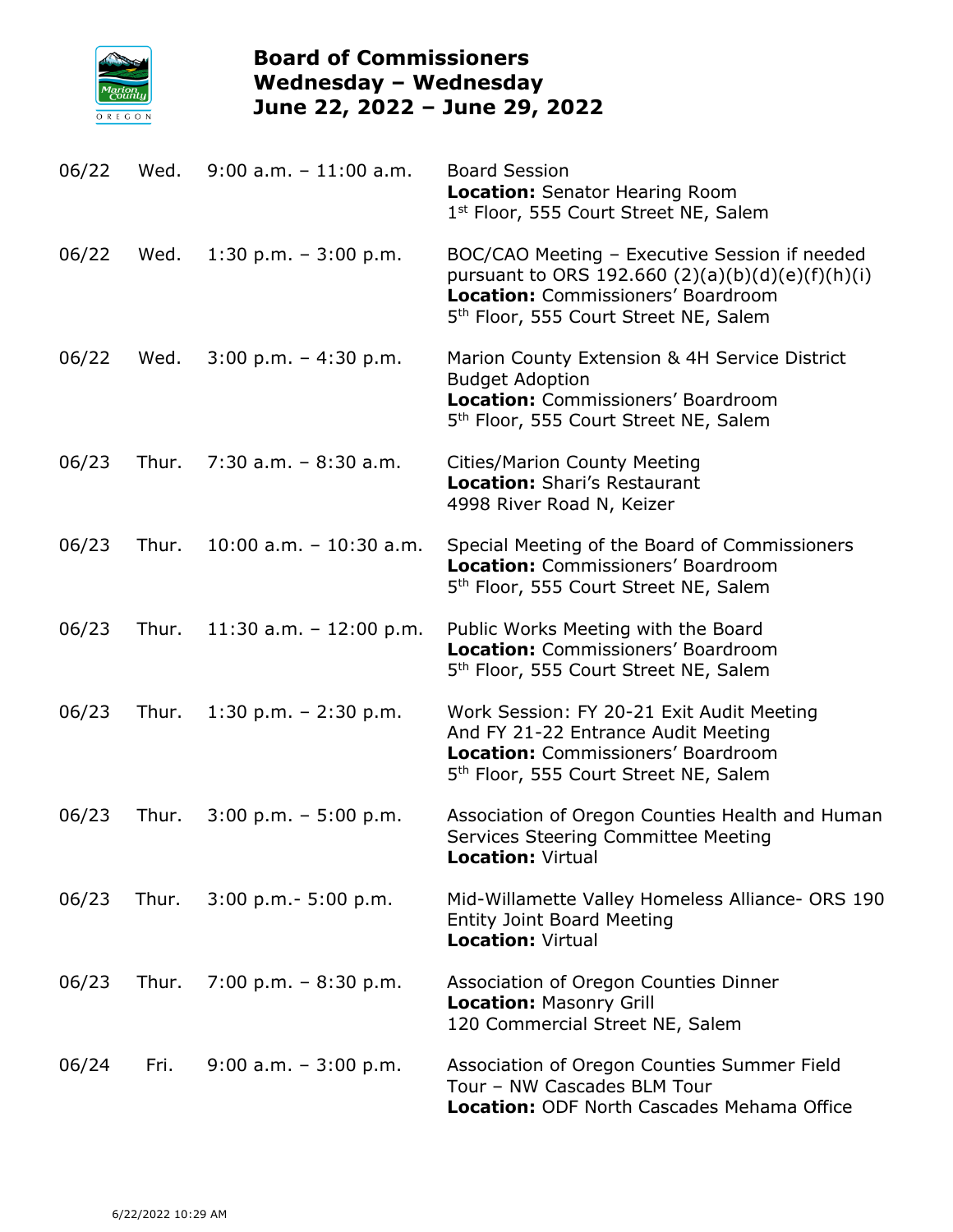# Board of Commissioners
## Wednesday – Wednesday
## June 22, 2022 – June 29, 2022

| Date | Day | Time | Event |
|---|---|---|---|
| 06/22 | Wed. | 9:00 a.m. – 11:00 a.m. | Board Session<br>**Location:** Senator Hearing Room<br>1st Floor, 555 Court Street NE, Salem |
| 06/22 | Wed. | 1:30 p.m. – 3:00 p.m. | BOC/CAO Meeting – Executive Session if needed pursuant to ORS 192.660 (2)(a)(b)(d)(e)(f)(h)(i)<br>**Location:** Commissioners' Boardroom<br>5th Floor, 555 Court Street NE, Salem |
| 06/22 | Wed. | 3:00 p.m. – 4:30 p.m. | Marion County Extension & 4H Service District Budget Adoption<br>**Location:** Commissioners' Boardroom<br>5th Floor, 555 Court Street NE, Salem |
| 06/23 | Thur. | 7:30 a.m. – 8:30 a.m. | Cities/Marion County Meeting<br>**Location:** Shari's Restaurant<br>4998 River Road N, Keizer |
| 06/23 | Thur. | 10:00 a.m. – 10:30 a.m. | Special Meeting of the Board of Commissioners<br>**Location:** Commissioners' Boardroom<br>5th Floor, 555 Court Street NE, Salem |
| 06/23 | Thur. | 11:30 a.m. – 12:00 p.m. | Public Works Meeting with the Board<br>**Location:** Commissioners' Boardroom<br>5th Floor, 555 Court Street NE, Salem |
| 06/23 | Thur. | 1:30 p.m. – 2:30 p.m. | Work Session: FY 20-21 Exit Audit Meeting And FY 21-22 Entrance Audit Meeting<br>**Location:** Commissioners' Boardroom<br>5th Floor, 555 Court Street NE, Salem |
| 06/23 | Thur. | 3:00 p.m. – 5:00 p.m. | Association of Oregon Counties Health and Human Services Steering Committee Meeting<br>**Location:** Virtual |
| 06/23 | Thur. | 3:00 p.m.- 5:00 p.m. | Mid-Willamette Valley Homeless Alliance- ORS 190 Entity Joint Board Meeting<br>**Location:** Virtual |
| 06/23 | Thur. | 7:00 p.m. – 8:30 p.m. | Association of Oregon Counties Dinner<br>**Location:** Masonry Grill<br>120 Commercial Street NE, Salem |
| 06/24 | Fri. | 9:00 a.m. – 3:00 p.m. | Association of Oregon Counties Summer Field Tour – NW Cascades BLM Tour<br>**Location:** ODF North Cascades Mehama Office |

6/22/2022 10:29 AM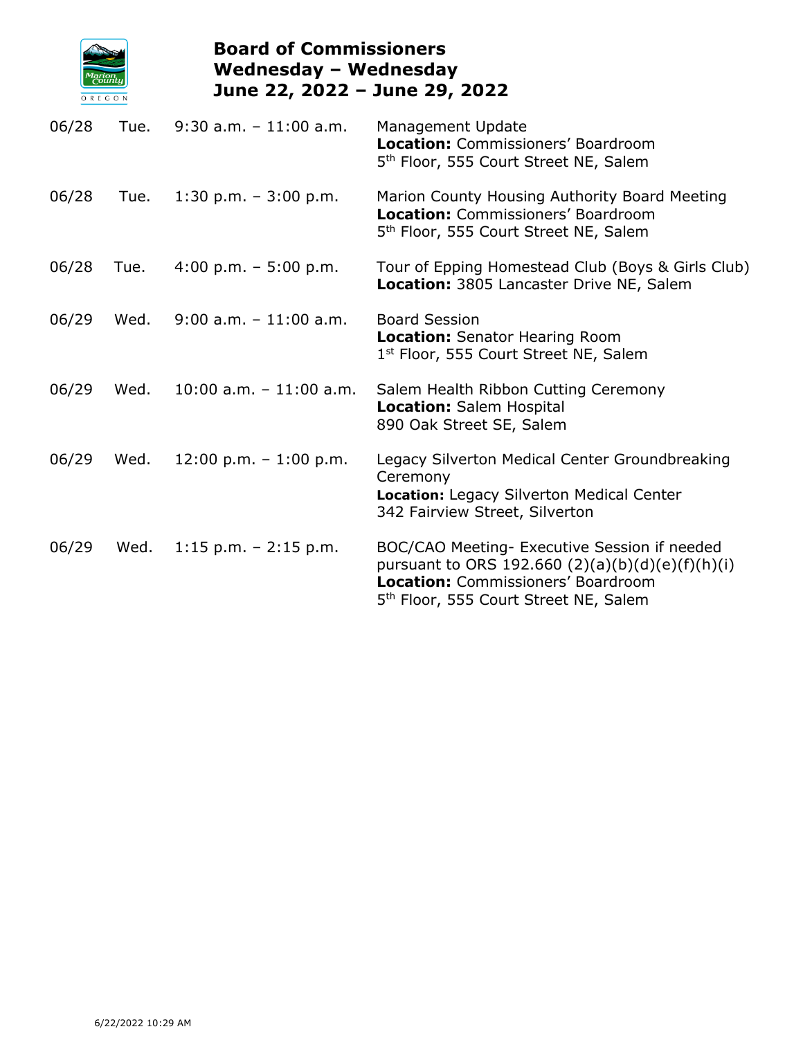**Board of Commissioners**
**Wednesday – Wednesday**
**June 22, 2022 – June 29, 2022**

| | | | |
|---|---|---|---|
| 06/28 | Tue. | 9:30 a.m. – 11:00 a.m. | Management Update<br>**Location:** Commissioners' Boardroom<br>5th Floor, 555 Court Street NE, Salem |
| 06/28 | Tue. | 1:30 p.m. – 3:00 p.m. | Marion County Housing Authority Board Meeting<br>**Location:** Commissioners' Boardroom<br>5th Floor, 555 Court Street NE, Salem |
| 06/28 | Tue. | 4:00 p.m. – 5:00 p.m. | Tour of Epping Homestead Club (Boys & Girls Club)<br>**Location:** 3805 Lancaster Drive NE, Salem |
| 06/29 | Wed. | 9:00 a.m. – 11:00 a.m. | Board Session<br>**Location:** Senator Hearing Room<br>1st Floor, 555 Court Street NE, Salem |
| 06/29 | Wed. | 10:00 a.m. – 11:00 a.m. | Salem Health Ribbon Cutting Ceremony<br>**Location:** Salem Hospital<br>890 Oak Street SE, Salem |
| 06/29 | Wed. | 12:00 p.m. – 1:00 p.m. | Legacy Silverton Medical Center Groundbreaking Ceremony<br>**Location:** Legacy Silverton Medical Center<br>342 Fairview Street, Silverton |
| 06/29 | Wed. | 1:15 p.m. – 2:15 p.m. | BOC/CAO Meeting- Executive Session if needed pursuant to ORS 192.660 (2)(a)(b)(d)(e)(f)(h)(i)<br>**Location:** Commissioners' Boardroom<br>5th Floor, 555 Court Street NE, Salem |

6/22/2022 10:29 AM